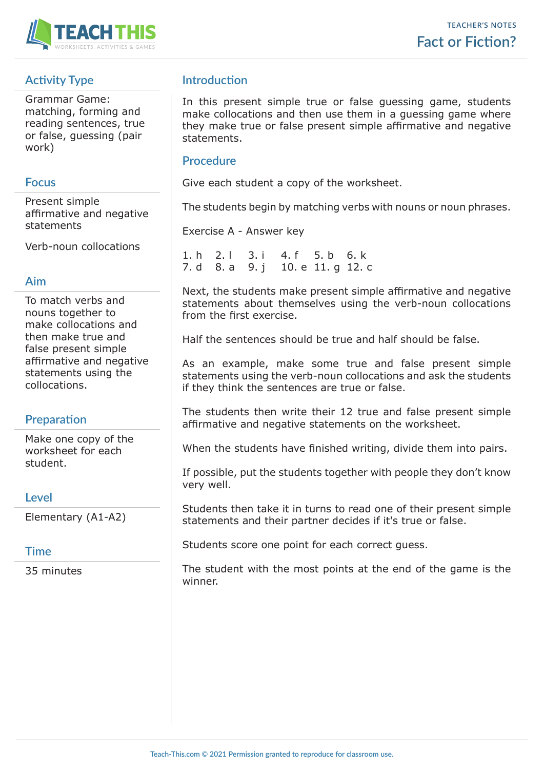# Fact or Fiction?

TEACHER'S NOTES

## Activity Type

Grammar Game: matching, forming and reading sentences, true or false, guessing (pair work)

## Focus

Present simple affirmative and negative statements

Verb-noun collocations

## Aim

To match verbs and nouns together to make collocations and then make true and false present simple affirmative and negative statements using the collocations.

## Preparation

Make one copy of the worksheet for each student.

## Level

Elementary (A1-A2)

## Time

35 minutes

## Introduction

In this present simple true or false guessing game, students make collocations and then use them in a guessing game where they make true or false present simple affirmative and negative statements.

## Procedure

Give each student a copy of the worksheet.

The students begin by matching verbs with nouns or noun phrases.

Exercise A - Answer key

1. h 2. l 3. i 4. f 5. b 6. k
7. d 8. a 9. j 10. e 11. g 12. c

Next, the students make present simple affirmative and negative statements about themselves using the verb-noun collocations from the first exercise.

Half the sentences should be true and half should be false.

As an example, make some true and false present simple statements using the verb-noun collocations and ask the students if they think the sentences are true or false.

The students then write their 12 true and false present simple affirmative and negative statements on the worksheet.

When the students have finished writing, divide them into pairs.

If possible, put the students together with people they don't know very well.

Students then take it in turns to read one of their present simple statements and their partner decides if it's true or false.

Students score one point for each correct guess.

The student with the most points at the end of the game is the winner.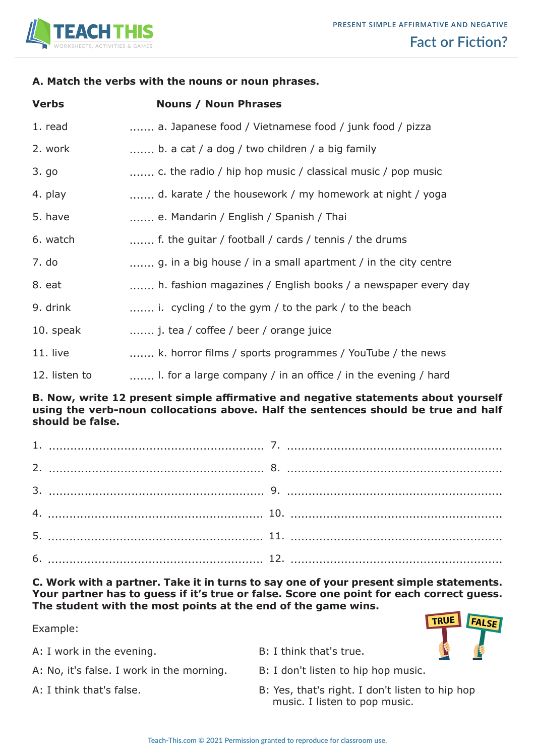PRESENT SIMPLE AFFIRMATIVE AND NEGATIVE

# Fact or Fiction?

**A. Match the verbs with the nouns or noun phrases.**

| **Verbs** | **Nouns / Noun Phrases** |
|---|---|
| 1. read | ....... a. Japanese food / Vietnamese food / junk food / pizza |
| 2. work | ....... b. a cat / a dog / two children / a big family |
| 3. go | ....... c. the radio / hip hop music / classical music / pop music |
| 4. play | ....... d. karate / the housework / my homework at night / yoga |
| 5. have | ....... e. Mandarin / English / Spanish / Thai |
| 6. watch | ....... f. the guitar / football / cards / tennis / the drums |
| 7. do | ....... g. in a big house / in a small apartment / in the city centre |
| 8. eat | ....... h. fashion magazines / English books / a newspaper every day |
| 9. drink | ....... i. cycling / to the gym / to the park / to the beach |
| 10. speak | ....... j. tea / coffee / beer / orange juice |
| 11. live | ....... k. horror films / sports programmes / YouTube / the news |
| 12. listen to | ....... l. for a large company / in an office / in the evening / hard |

**B. Now, write 12 present simple affirmative and negative statements about yourself using the verb-noun collocations above. Half the sentences should be true and half should be false.**

1. ..........................................................
2. ..........................................................
3. ..........................................................
4. ..........................................................
5. ..........................................................
6. ..........................................................
7. ..........................................................
8. ..........................................................
9. ..........................................................
10. ..........................................................
11. ..........................................................
12. ..........................................................

**C. Work with a partner. Take it in turns to say one of your present simple statements. Your partner has to guess if it's true or false. Score one point for each correct guess. The student with the most points at the end of the game wins.**

Example:

A: I work in the evening.

B: I think that's true.

A: No, it's false. I work in the morning.

B: I don't listen to hip hop music.

A: I think that's false.

B: Yes, that's right. I don't listen to hip hop music. I listen to pop music.

Teach-This.com © 2021 Permission granted to reproduce for classroom use.